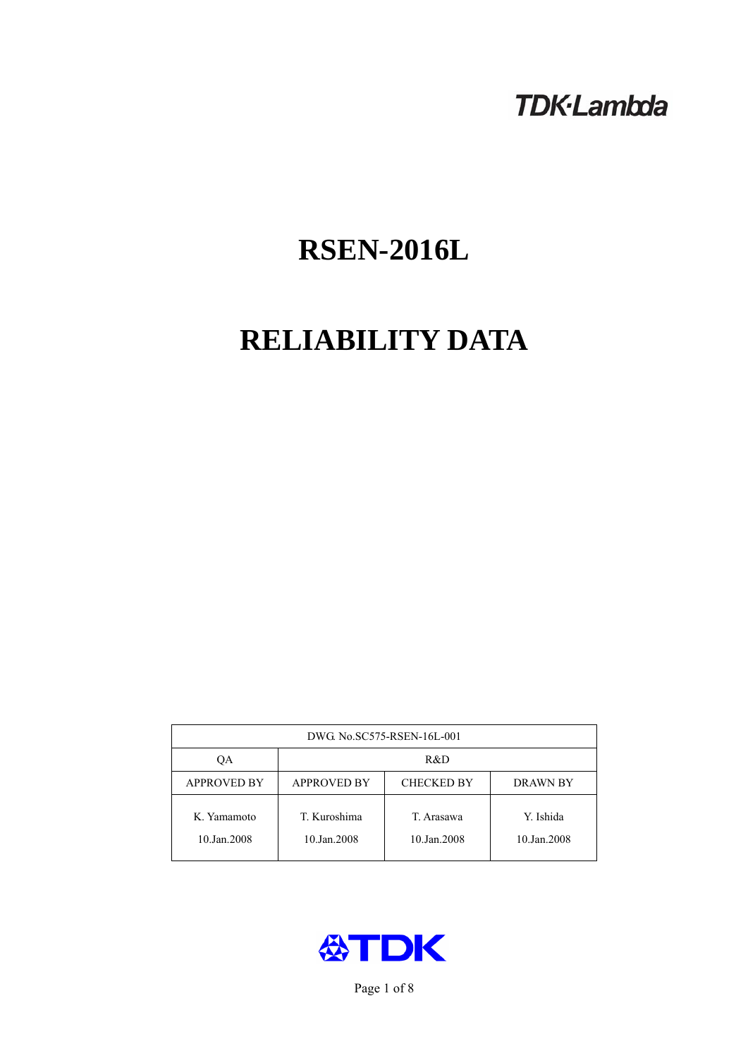TDK·Lambda

# RSEN-2016L

# RELIABILITY DATA

| DWG. No.SC575-RSEN-16L-001 | | | |
|---|---|---|---|
| QA | R&D | | |
| APPROVED BY | APPROVED BY | CHECKED BY | DRAWN BY |
| K. Yamamoto<br>10.Jan.2008 | T. Kuroshima<br>10.Jan.2008 | T. Arasawa<br>10.Jan.2008 | Y. Ishida<br>10.Jan.2008 |

TDK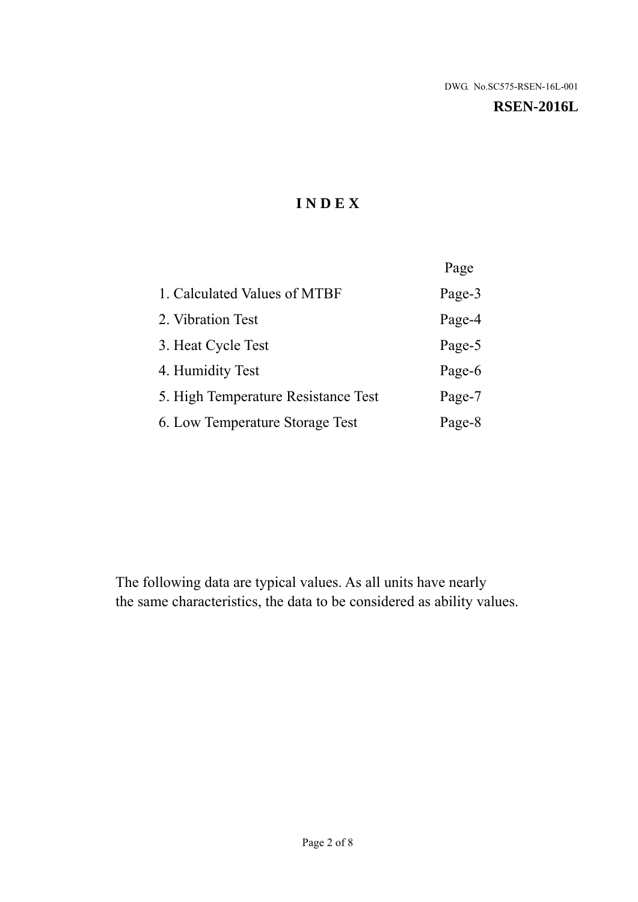DWG. No.SC575-RSEN-16L-001

**RSEN-2016L**

# INDEX

| | Page |
|---|---|
| 1. Calculated Values of MTBF | Page-3 |
| 2. Vibration Test | Page-4 |
| 3. Heat Cycle Test | Page-5 |
| 4. Humidity Test | Page-6 |
| 5. High Temperature Resistance Test | Page-7 |
| 6. Low Temperature Storage Test | Page-8 |

The following data are typical values. As all units have nearly the same characteristics, the data to be considered as ability values.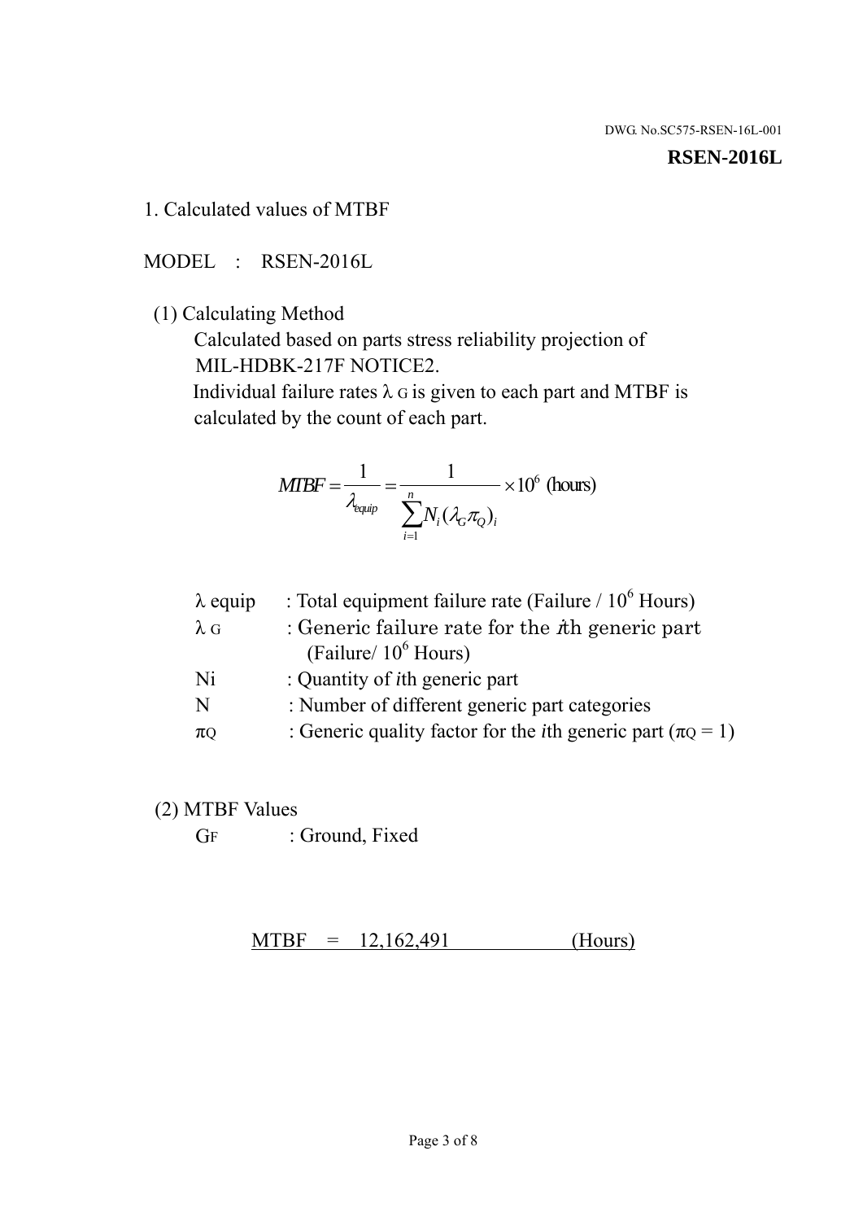DWG. No.SC575-RSEN-16L-001

**RSEN-2016L**

1. Calculated values of MTBF

MODEL : RSEN-2016L

(1) Calculating Method

Calculated based on parts stress reliability projection of MIL-HDBK-217F NOTICE2.

Individual failure rates $\lambda_G$ is given to each part and MTBF is calculated by the count of each part.

$$MTBF = \frac{1}{\lambda_{equip}} = \frac{1}{\sum_{i=1}^{n} N_i (\lambda_G \pi_Q)_i} \times 10^6 \text{ (hours)}$$

| | |
|---|---|
| $\lambda$ equip | : Total equipment failure rate (Failure / $10^6$ Hours) |
| $\lambda_G$ | : Generic failure rate for the $i$th generic part (Failure/ $10^6$ Hours) |
| Ni | : Quantity of $i$th generic part |
| N | : Number of different generic part categories |
| $\pi_Q$ | : Generic quality factor for the $i$th generic part ($\pi_Q = 1$) |

(2) MTBF Values

$G_F$ : Ground, Fixed

MTBF = 12,162,491 (Hours)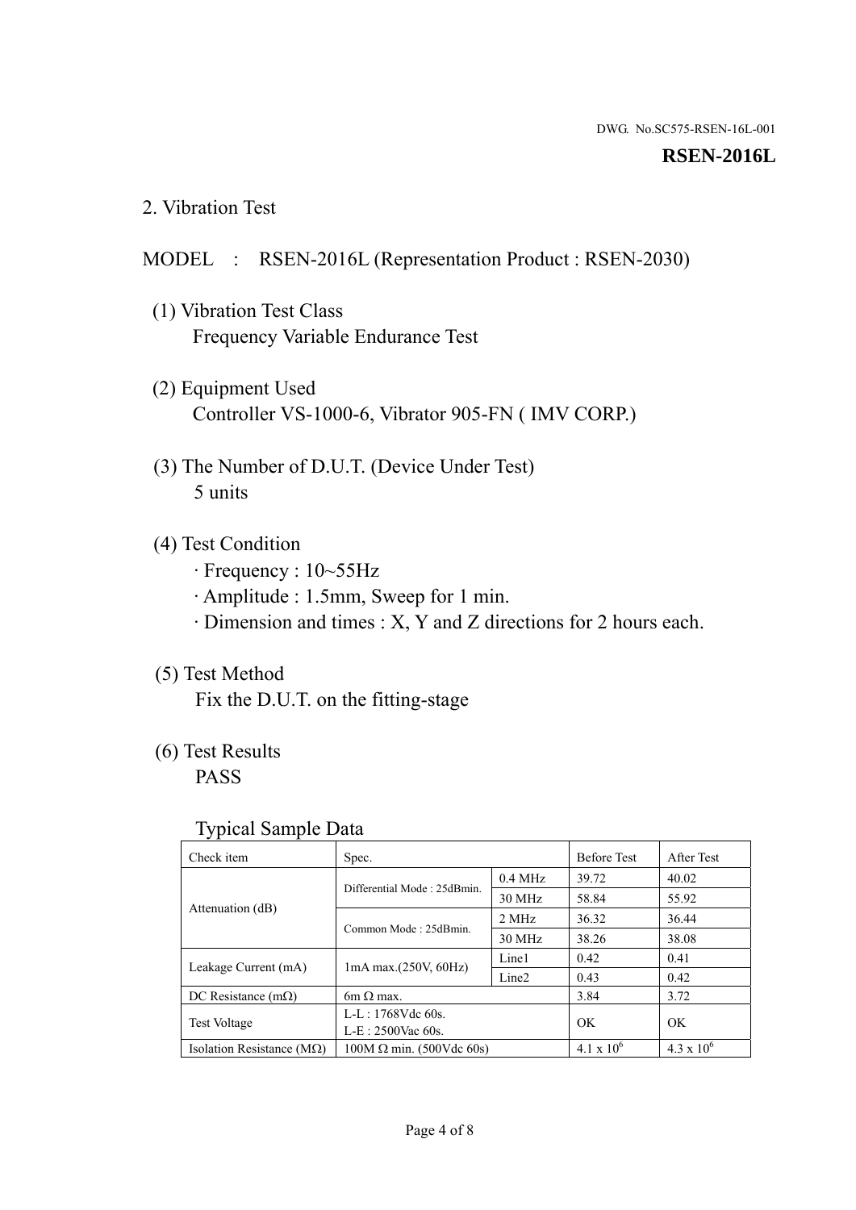DWG. No.SC575-RSEN-16L-001

**RSEN-2016L**

## 2. Vibration Test

MODEL : RSEN-2016L (Representation Product : RSEN-2030)

(1) Vibration Test Class
Frequency Variable Endurance Test

(2) Equipment Used
Controller VS-1000-6, Vibrator 905-FN ( IMV CORP.)

(3) The Number of D.U.T. (Device Under Test)
5 units

(4) Test Condition
· Frequency : 10~55Hz
· Amplitude : 1.5mm, Sweep for 1 min.
· Dimension and times : X, Y and Z directions for 2 hours each.

(5) Test Method
Fix the D.U.T. on the fitting-stage

(6) Test Results
PASS

Typical Sample Data

| Check item | Spec. | | Before Test | After Test |
|---|---|---|---|---|
| Attenuation (dB) | Differential Mode : 25dBmin. | 0.4 MHz | 39.72 | 40.02 |
| | | 30 MHz | 58.84 | 55.92 |
| | Common Mode : 25dBmin. | 2 MHz | 36.32 | 36.44 |
| | | 30 MHz | 38.26 | 38.08 |
| Leakage Current (mA) | 1mA max.(250V, 60Hz) | Line1 | 0.42 | 0.41 |
| | | Line2 | 0.43 | 0.42 |
| DC Resistance (mΩ) | 6m Ω max. | | 3.84 | 3.72 |
| Test Voltage | L-L : 1768Vdc 60s. L-E : 2500Vac 60s. | | OK | OK |
| Isolation Resistance (MΩ) | 100M Ω min. (500Vdc 60s) | | $4.1 \times 10^6$ | $4.3 \times 10^6$ |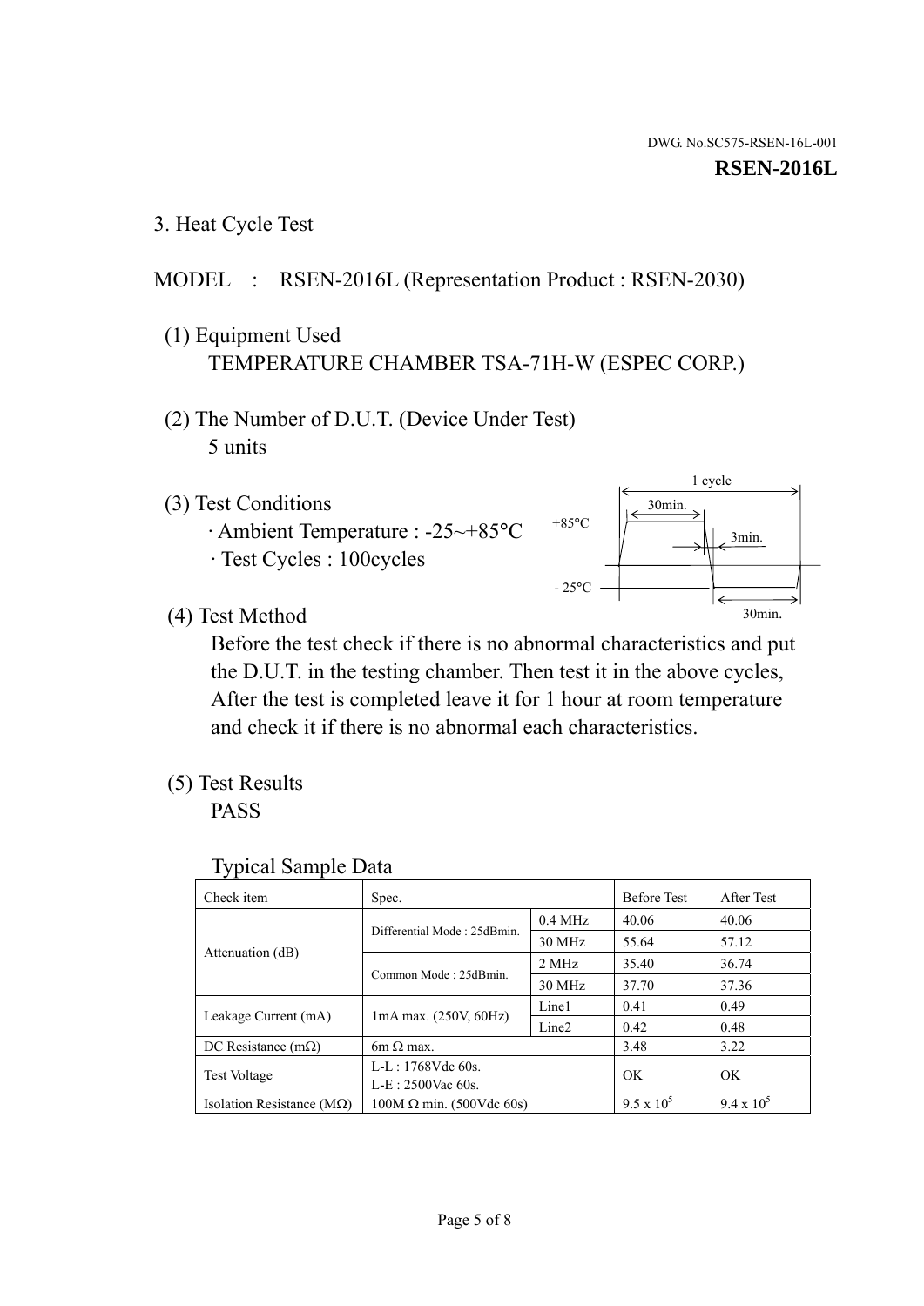DWG. No.SC575-RSEN-16L-001

**RSEN-2016L**

## 3. Heat Cycle Test

MODEL : RSEN-2016L (Representation Product : RSEN-2030)

(1) Equipment Used

TEMPERATURE CHAMBER TSA-71H-W (ESPEC CORP.)

(2) The Number of D.U.T. (Device Under Test)

5 units

(3) Test Conditions

· Ambient Temperature : -25~+85°C

· Test Cycles : 100cycles

1 cycle
+85°C 30min.
3min.
- 25°C
30min.

(4) Test Method

Before the test check if there is no abnormal characteristics and put the D.U.T. in the testing chamber. Then test it in the above cycles, After the test is completed leave it for 1 hour at room temperature and check it if there is no abnormal each characteristics.

(5) Test Results

PASS

Typical Sample Data

| Check item | Spec. | | Before Test | After Test |
|---|---|---|---|---|
| Attenuation (dB) | Differential Mode : 25dBmin. | 0.4 MHz | 40.06 | 40.06 |
| | | 30 MHz | 55.64 | 57.12 |
| | Common Mode : 25dBmin. | 2 MHz | 35.40 | 36.74 |
| | | 30 MHz | 37.70 | 37.36 |
| Leakage Current (mA) | 1mA max. (250V, 60Hz) | Line1 | 0.41 | 0.49 |
| | | Line2 | 0.42 | 0.48 |
| DC Resistance (mΩ) | 6m Ω max. | | 3.48 | 3.22 |
| Test Voltage | L-L : 1768Vdc 60s.<br>L-E : 2500Vac 60s. | | OK | OK |
| Isolation Resistance (MΩ) | 100M Ω min. (500Vdc 60s) | | $9.5 \times 10^5$ | $9.4 \times 10^5$ |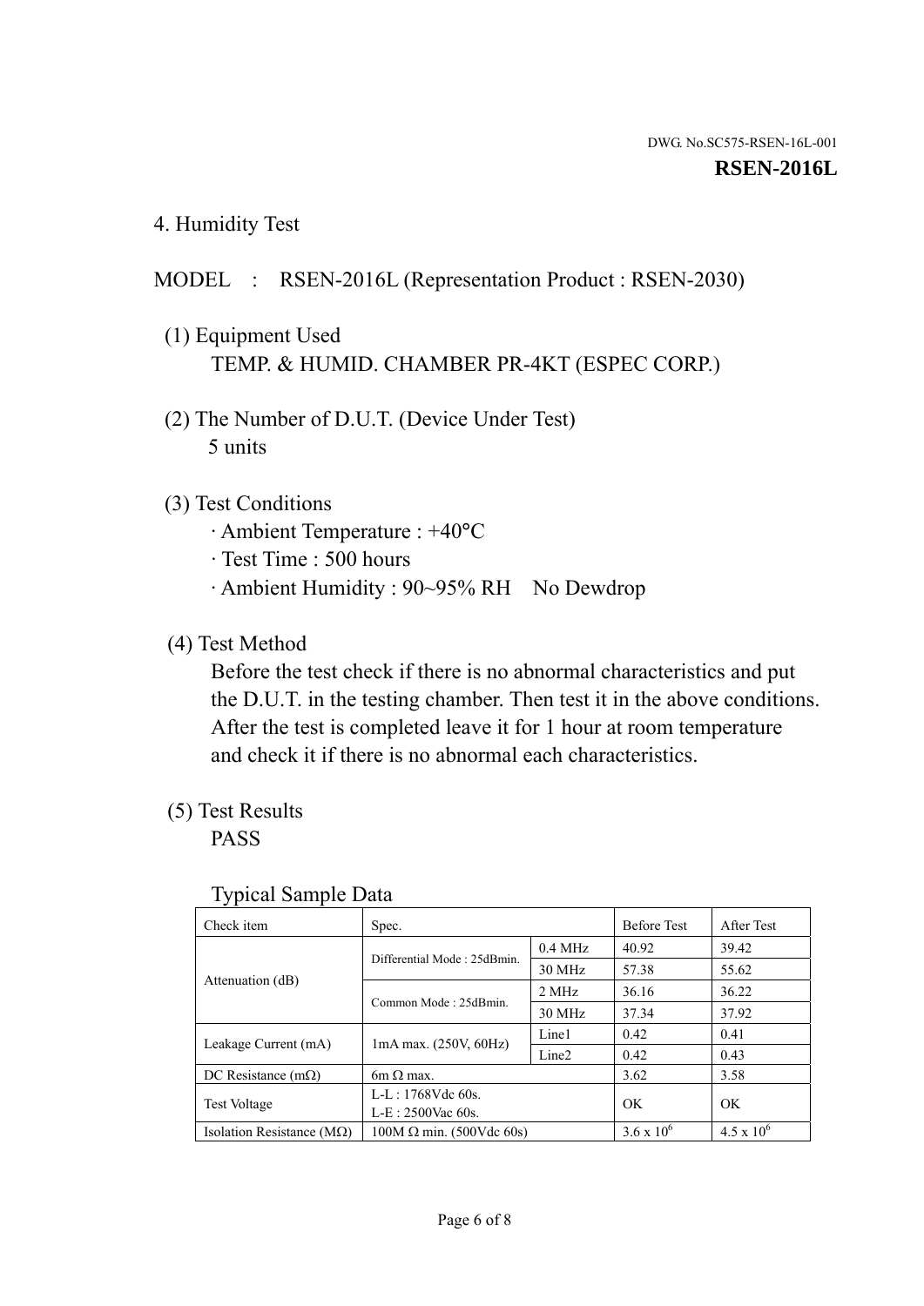DWG. No.SC575-RSEN-16L-001

**RSEN-2016L**

## 4. Humidity Test

MODEL : RSEN-2016L (Representation Product : RSEN-2030)

(1) Equipment Used
TEMP. & HUMID. CHAMBER PR-4KT (ESPEC CORP.)

(2) The Number of D.U.T. (Device Under Test)
5 units

(3) Test Conditions
· Ambient Temperature : +40°C
· Test Time : 500 hours
· Ambient Humidity : 90~95% RH No Dewdrop

(4) Test Method
Before the test check if there is no abnormal characteristics and put the D.U.T. in the testing chamber. Then test it in the above conditions. After the test is completed leave it for 1 hour at room temperature and check it if there is no abnormal each characteristics.

(5) Test Results
PASS

Typical Sample Data

| Check item | Spec. | | Before Test | After Test |
|---|---|---|---|---|
| Attenuation (dB) | Differential Mode : 25dBmin. | 0.4 MHz | 40.92 | 39.42 |
| | | 30 MHz | 57.38 | 55.62 |
| | Common Mode : 25dBmin. | 2 MHz | 36.16 | 36.22 |
| | | 30 MHz | 37.34 | 37.92 |
| Leakage Current (mA) | 1mA max. (250V, 60Hz) | Line1 | 0.42 | 0.41 |
| | | Line2 | 0.42 | 0.43 |
| DC Resistance (mΩ) | 6m Ω max. | | 3.62 | 3.58 |
| Test Voltage | L-L : 1768Vdc 60s.<br>L-E : 2500Vac 60s. | | OK | OK |
| Isolation Resistance (MΩ) | 100M Ω min. (500Vdc 60s) | | $3.6 \times 10^6$ | $4.5 \times 10^6$ |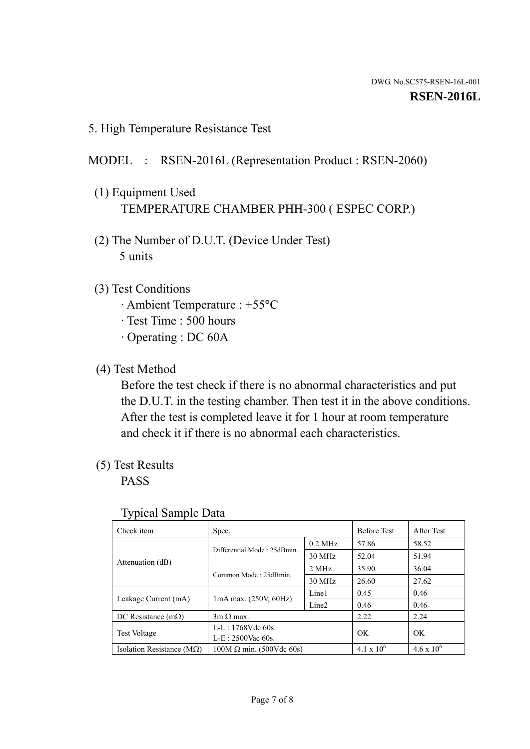DWG. No.SC575-RSEN-16L-001

**RSEN-2016L**

## 5. High Temperature Resistance Test

MODEL : RSEN-2016L (Representation Product : RSEN-2060)

(1) Equipment Used
TEMPERATURE CHAMBER PHH-300 ( ESPEC CORP.)

(2) The Number of D.U.T. (Device Under Test)
5 units

(3) Test Conditions
· Ambient Temperature : +55°C
· Test Time : 500 hours
· Operating : DC 60A

(4) Test Method
Before the test check if there is no abnormal characteristics and put the D.U.T. in the testing chamber. Then test it in the above conditions. After the test is completed leave it for 1 hour at room temperature and check it if there is no abnormal each characteristics.

(5) Test Results
PASS

Typical Sample Data

| Check item | Spec. | | Before Test | After Test |
|---|---|---|---|---|
| Attenuation (dB) | Differential Mode : 25dBmin. | 0.2 MHz | 57.86 | 58.52 |
| | | 30 MHz | 52.04 | 51.94 |
| | Common Mode : 25dBmin. | 2 MHz | 35.90 | 36.04 |
| | | 30 MHz | 26.60 | 27.62 |
| Leakage Current (mA) | 1mA max. (250V, 60Hz) | Line1 | 0.45 | 0.46 |
| | | Line2 | 0.46 | 0.46 |
| DC Resistance (mΩ) | 3m Ω max. | | 2.22 | 2.24 |
| Test Voltage | L-L : 1768Vdc 60s.<br>L-E : 2500Vac 60s. | | OK | OK |
| Isolation Resistance (MΩ) | 100M Ω min. (500Vdc 60s) | | $4.1 \times 10^6$ | $4.6 \times 10^6$ |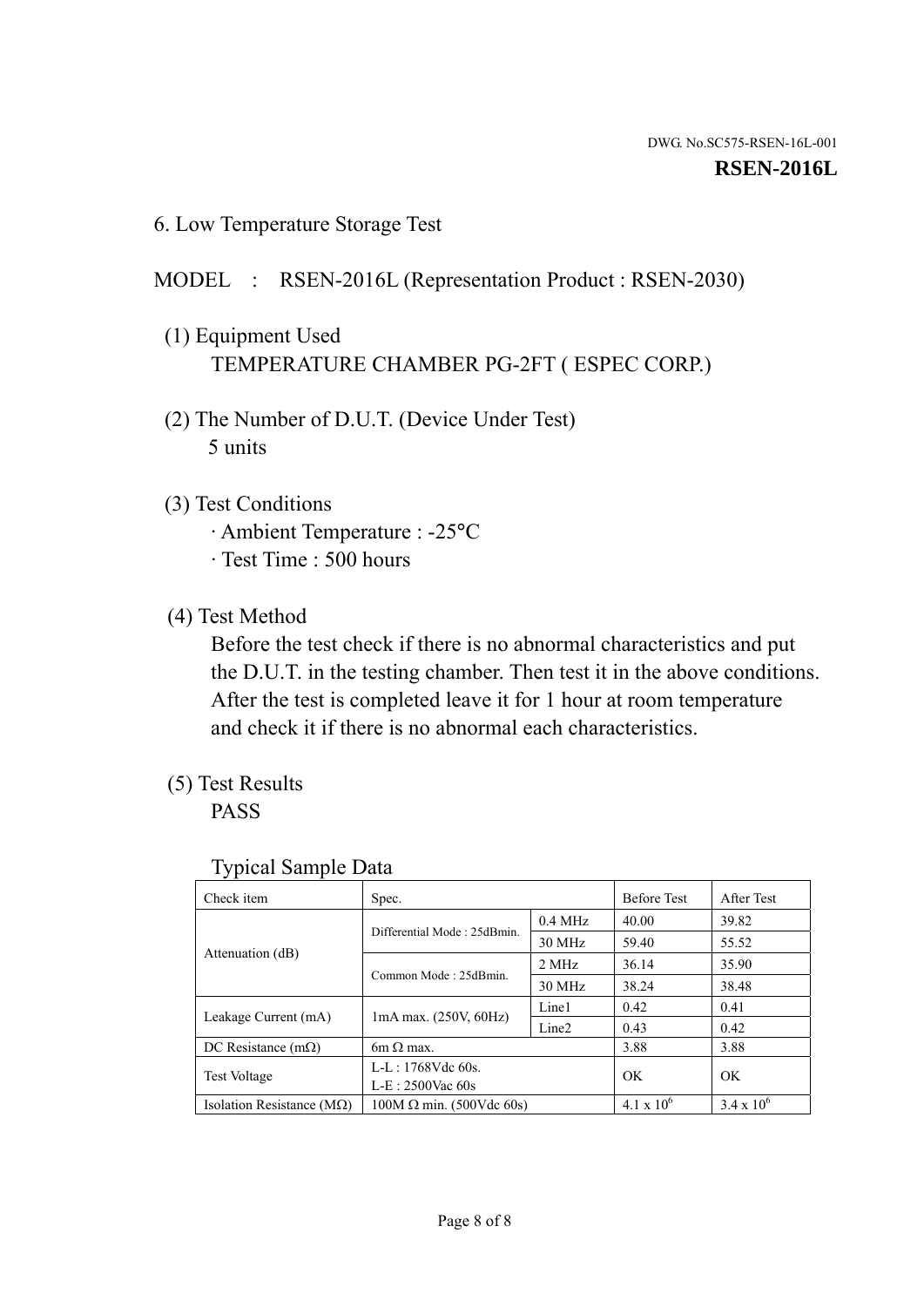DWG. No.SC575-RSEN-16L-001

**RSEN-2016L**

## 6. Low Temperature Storage Test

MODEL : RSEN-2016L (Representation Product : RSEN-2030)

(1) Equipment Used
TEMPERATURE CHAMBER PG-2FT ( ESPEC CORP.)

(2) The Number of D.U.T. (Device Under Test)
5 units

(3) Test Conditions
· Ambient Temperature : -25°C
· Test Time : 500 hours

(4) Test Method
Before the test check if there is no abnormal characteristics and put the D.U.T. in the testing chamber. Then test it in the above conditions. After the test is completed leave it for 1 hour at room temperature and check it if there is no abnormal each characteristics.

(5) Test Results
PASS

Typical Sample Data

| Check item | Spec. | | Before Test | After Test |
|---|---|---|---|---|
| Attenuation (dB) | Differential Mode : 25dBmin. | 0.4 MHz | 40.00 | 39.82 |
| | | 30 MHz | 59.40 | 55.52 |
| | Common Mode : 25dBmin. | 2 MHz | 36.14 | 35.90 |
| | | 30 MHz | 38.24 | 38.48 |
| Leakage Current (mA) | 1mA max. (250V, 60Hz) | Line1 | 0.42 | 0.41 |
| | | Line2 | 0.43 | 0.42 |
| DC Resistance (mΩ) | 6m Ω max. | | 3.88 | 3.88 |
| Test Voltage | L-L : 1768Vdc 60s.<br>L-E : 2500Vac 60s | | OK | OK |
| Isolation Resistance (MΩ) | 100M Ω min. (500Vdc 60s) | | $4.1 \times 10^6$ | $3.4 \times 10^6$ |